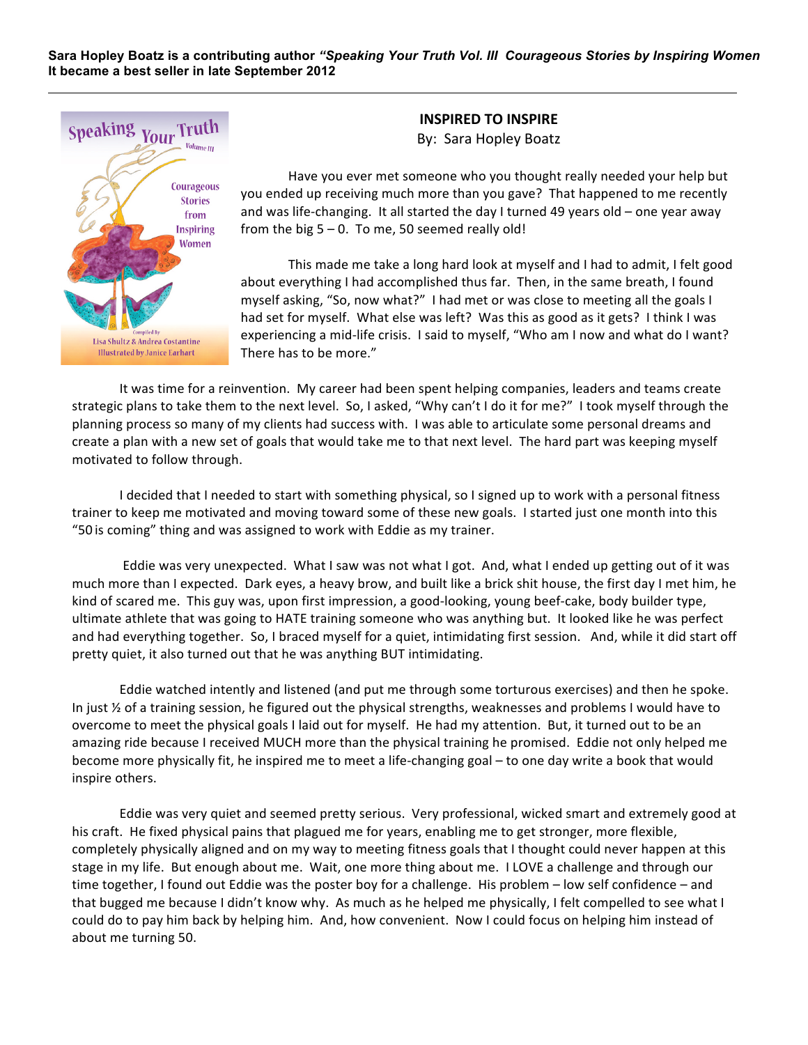**Sara Hopley Boatz is a contributing author *"Speaking Your Truth Vol. III Courageous Stories by Inspiring Women*  
It became a best seller in late September 2012**

---

## INSPIRED TO INSPIRE

By: Sara Hopley Boatz

Have you ever met someone who you thought really needed your help but you ended up receiving much more than you gave? That happened to me recently and was life-changing. It all started the day I turned 49 years old – one year away from the big 5 – 0. To me, 50 seemed really old!

This made me take a long hard look at myself and I had to admit, I felt good about everything I had accomplished thus far. Then, in the same breath, I found myself asking, "So, now what?" I had met or was close to meeting all the goals I had set for myself. What else was left? Was this as good as it gets? I think I was experiencing a mid-life crisis. I said to myself, "Who am I now and what do I want? There has to be more."

It was time for a reinvention. My career had been spent helping companies, leaders and teams create strategic plans to take them to the next level. So, I asked, "Why can't I do it for me?" I took myself through the planning process so many of my clients had success with. I was able to articulate some personal dreams and create a plan with a new set of goals that would take me to that next level. The hard part was keeping myself motivated to follow through.

I decided that I needed to start with something physical, so I signed up to work with a personal fitness trainer to keep me motivated and moving toward some of these new goals. I started just one month into this "50 is coming" thing and was assigned to work with Eddie as my trainer.

Eddie was very unexpected. What I saw was not what I got. And, what I ended up getting out of it was much more than I expected. Dark eyes, a heavy brow, and built like a brick shit house, the first day I met him, he kind of scared me. This guy was, upon first impression, a good-looking, young beef-cake, body builder type, ultimate athlete that was going to HATE training someone who was anything but. It looked like he was perfect and had everything together. So, I braced myself for a quiet, intimidating first session. And, while it did start off pretty quiet, it also turned out that he was anything BUT intimidating.

Eddie watched intently and listened (and put me through some torturous exercises) and then he spoke. In just ½ of a training session, he figured out the physical strengths, weaknesses and problems I would have to overcome to meet the physical goals I laid out for myself. He had my attention. But, it turned out to be an amazing ride because I received MUCH more than the physical training he promised. Eddie not only helped me become more physically fit, he inspired me to meet a life-changing goal – to one day write a book that would inspire others.

Eddie was very quiet and seemed pretty serious. Very professional, wicked smart and extremely good at his craft. He fixed physical pains that plagued me for years, enabling me to get stronger, more flexible, completely physically aligned and on my way to meeting fitness goals that I thought could never happen at this stage in my life. But enough about me. Wait, one more thing about me. I LOVE a challenge and through our time together, I found out Eddie was the poster boy for a challenge. His problem – low self confidence – and that bugged me because I didn't know why. As much as he helped me physically, I felt compelled to see what I could do to pay him back by helping him. And, how convenient. Now I could focus on helping him instead of about me turning 50.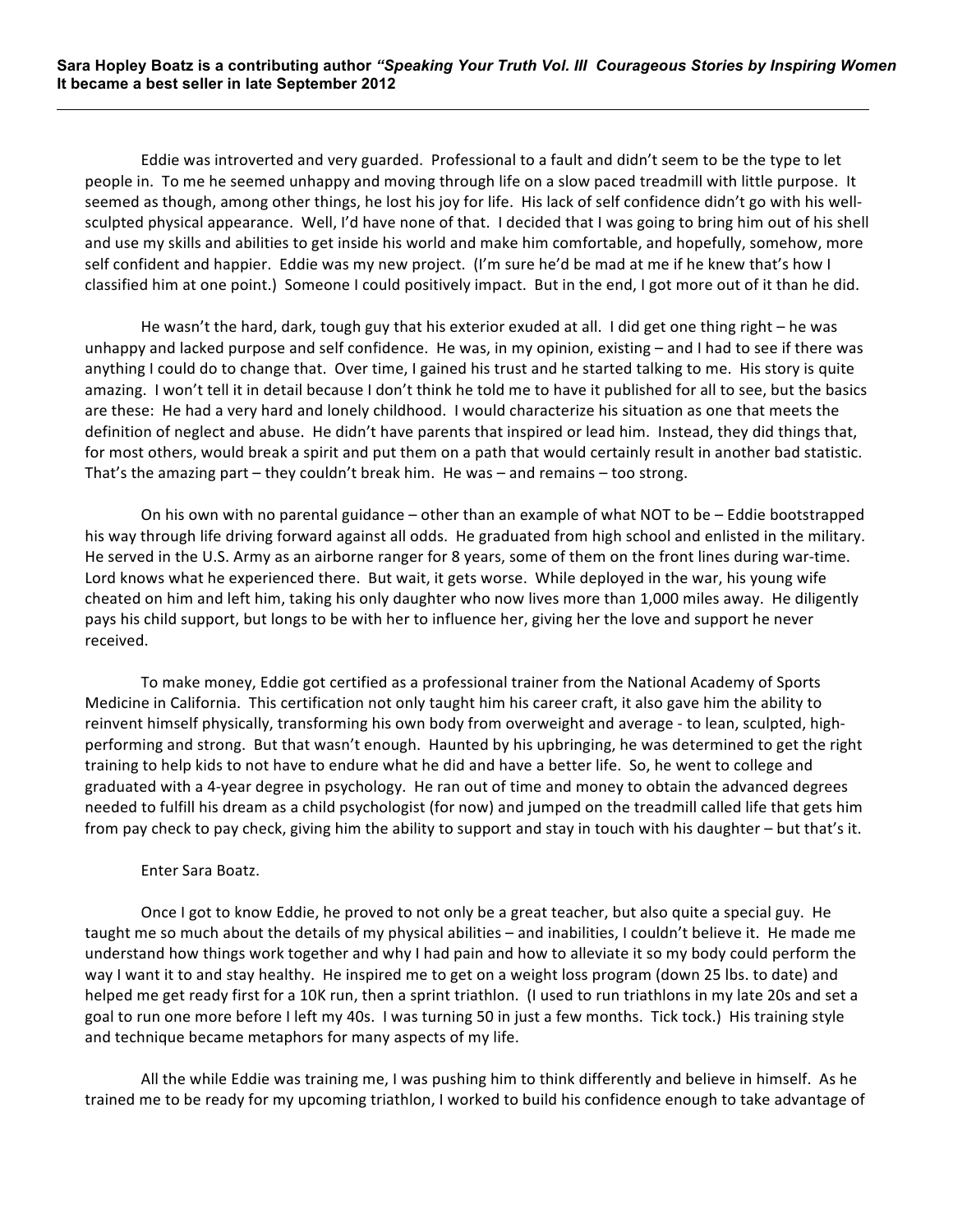Eddie was introverted and very guarded. Professional to a fault and didn't seem to be the type to let people in. To me he seemed unhappy and moving through life on a slow paced treadmill with little purpose. It seemed as though, among other things, he lost his joy for life. His lack of self confidence didn't go with his well-sculpted physical appearance. Well, I'd have none of that. I decided that I was going to bring him out of his shell and use my skills and abilities to get inside his world and make him comfortable, and hopefully, somehow, more self confident and happier. Eddie was my new project. (I'm sure he'd be mad at me if he knew that's how I classified him at one point.) Someone I could positively impact. But in the end, I got more out of it than he did.

He wasn't the hard, dark, tough guy that his exterior exuded at all. I did get one thing right – he was unhappy and lacked purpose and self confidence. He was, in my opinion, existing – and I had to see if there was anything I could do to change that. Over time, I gained his trust and he started talking to me. His story is quite amazing. I won't tell it in detail because I don't think he told me to have it published for all to see, but the basics are these: He had a very hard and lonely childhood. I would characterize his situation as one that meets the definition of neglect and abuse. He didn't have parents that inspired or lead him. Instead, they did things that, for most others, would break a spirit and put them on a path that would certainly result in another bad statistic. That's the amazing part – they couldn't break him. He was – and remains – too strong.

On his own with no parental guidance – other than an example of what NOT to be – Eddie bootstrapped his way through life driving forward against all odds. He graduated from high school and enlisted in the military. He served in the U.S. Army as an airborne ranger for 8 years, some of them on the front lines during war-time. Lord knows what he experienced there. But wait, it gets worse. While deployed in the war, his young wife cheated on him and left him, taking his only daughter who now lives more than 1,000 miles away. He diligently pays his child support, but longs to be with her to influence her, giving her the love and support he never received.

To make money, Eddie got certified as a professional trainer from the National Academy of Sports Medicine in California. This certification not only taught him his career craft, it also gave him the ability to reinvent himself physically, transforming his own body from overweight and average - to lean, sculpted, high-performing and strong. But that wasn't enough. Haunted by his upbringing, he was determined to get the right training to help kids to not have to endure what he did and have a better life. So, he went to college and graduated with a 4-year degree in psychology. He ran out of time and money to obtain the advanced degrees needed to fulfill his dream as a child psychologist (for now) and jumped on the treadmill called life that gets him from pay check to pay check, giving him the ability to support and stay in touch with his daughter – but that's it.

Enter Sara Boatz.

Once I got to know Eddie, he proved to not only be a great teacher, but also quite a special guy. He taught me so much about the details of my physical abilities – and inabilities, I couldn't believe it. He made me understand how things work together and why I had pain and how to alleviate it so my body could perform the way I want it to and stay healthy. He inspired me to get on a weight loss program (down 25 lbs. to date) and helped me get ready first for a 10K run, then a sprint triathlon. (I used to run triathlons in my late 20s and set a goal to run one more before I left my 40s. I was turning 50 in just a few months. Tick tock.) His training style and technique became metaphors for many aspects of my life.

All the while Eddie was training me, I was pushing him to think differently and believe in himself. As he trained me to be ready for my upcoming triathlon, I worked to build his confidence enough to take advantage of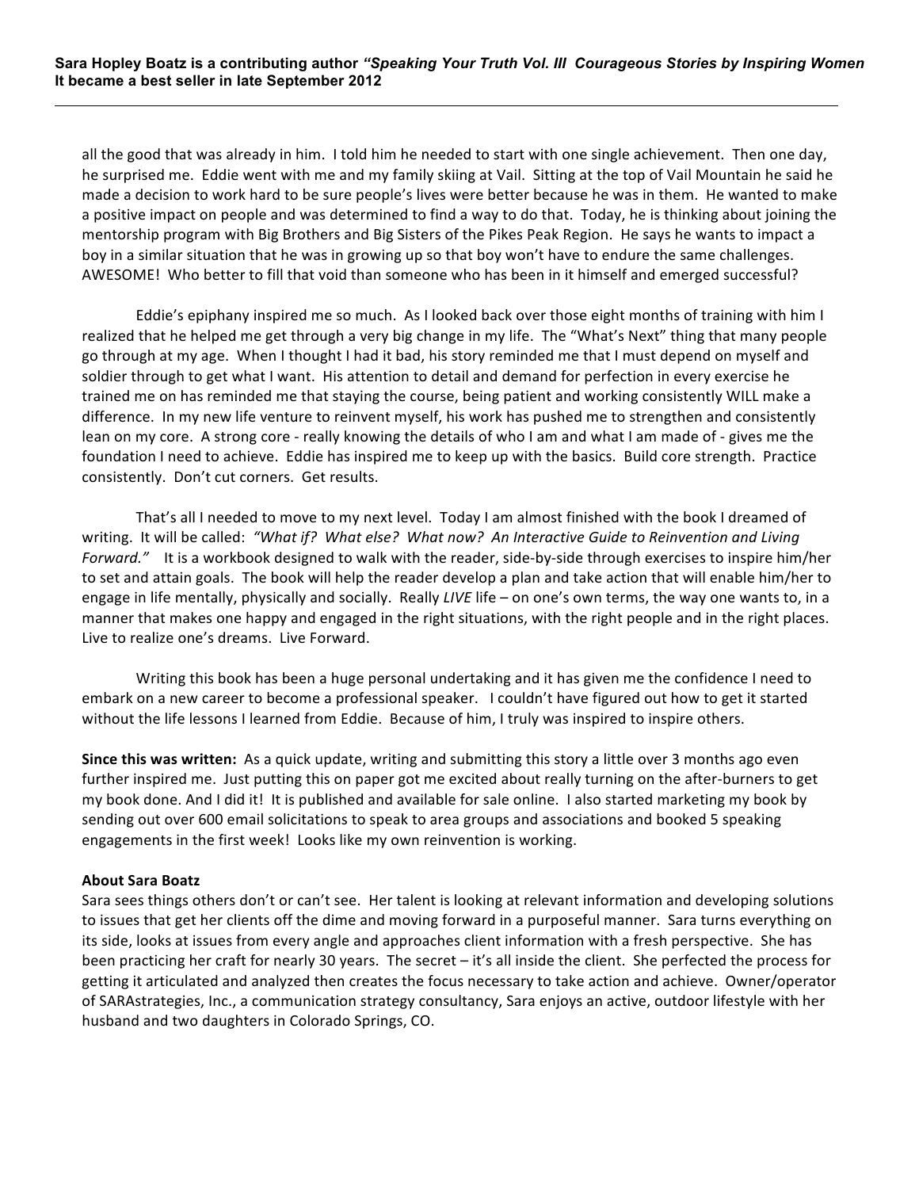all the good that was already in him. I told him he needed to start with one single achievement. Then one day, he surprised me. Eddie went with me and my family skiing at Vail. Sitting at the top of Vail Mountain he said he made a decision to work hard to be sure people's lives were better because he was in them. He wanted to make a positive impact on people and was determined to find a way to do that. Today, he is thinking about joining the mentorship program with Big Brothers and Big Sisters of the Pikes Peak Region. He says he wants to impact a boy in a similar situation that he was in growing up so that boy won't have to endure the same challenges. AWESOME! Who better to fill that void than someone who has been in it himself and emerged successful?

Eddie's epiphany inspired me so much. As I looked back over those eight months of training with him I realized that he helped me get through a very big change in my life. The "What's Next" thing that many people go through at my age. When I thought I had it bad, his story reminded me that I must depend on myself and soldier through to get what I want. His attention to detail and demand for perfection in every exercise he trained me on has reminded me that staying the course, being patient and working consistently WILL make a difference. In my new life venture to reinvent myself, his work has pushed me to strengthen and consistently lean on my core. A strong core - really knowing the details of who I am and what I am made of - gives me the foundation I need to achieve. Eddie has inspired me to keep up with the basics. Build core strength. Practice consistently. Don't cut corners. Get results.

That's all I needed to move to my next level. Today I am almost finished with the book I dreamed of writing. It will be called: *"What if? What else? What now? An Interactive Guide to Reinvention and Living Forward."* It is a workbook designed to walk with the reader, side-by-side through exercises to inspire him/her to set and attain goals. The book will help the reader develop a plan and take action that will enable him/her to engage in life mentally, physically and socially. Really *LIVE* life – on one's own terms, the way one wants to, in a manner that makes one happy and engaged in the right situations, with the right people and in the right places. Live to realize one's dreams. Live Forward.

Writing this book has been a huge personal undertaking and it has given me the confidence I need to embark on a new career to become a professional speaker. I couldn't have figured out how to get it started without the life lessons I learned from Eddie. Because of him, I truly was inspired to inspire others.

**Since this was written:** As a quick update, writing and submitting this story a little over 3 months ago even further inspired me. Just putting this on paper got me excited about really turning on the after-burners to get my book done. And I did it! It is published and available for sale online. I also started marketing my book by sending out over 600 email solicitations to speak to area groups and associations and booked 5 speaking engagements in the first week! Looks like my own reinvention is working.

**About Sara Boatz**

Sara sees things others don't or can't see. Her talent is looking at relevant information and developing solutions to issues that get her clients off the dime and moving forward in a purposeful manner. Sara turns everything on its side, looks at issues from every angle and approaches client information with a fresh perspective. She has been practicing her craft for nearly 30 years. The secret – it's all inside the client. She perfected the process for getting it articulated and analyzed then creates the focus necessary to take action and achieve. Owner/operator of SARAstrategies, Inc., a communication strategy consultancy, Sara enjoys an active, outdoor lifestyle with her husband and two daughters in Colorado Springs, CO.